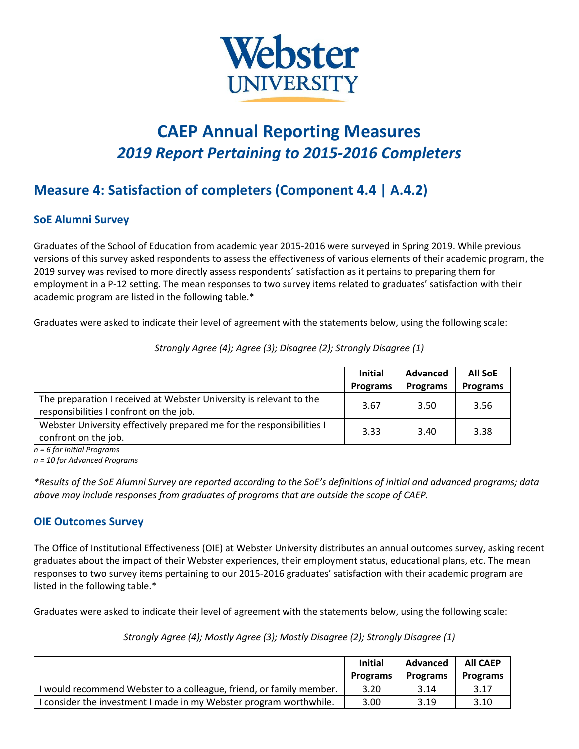# Webster UNIVERSITY

# CAEP Annual Reporting Measures
## *2019 Report Pertaining to 2015-2016 Completers*

## Measure 4: Satisfaction of completers (Component 4.4 | A.4.2)

### SoE Alumni Survey

Graduates of the School of Education from academic year 2015-2016 were surveyed in Spring 2019. While previous versions of this survey asked respondents to assess the effectiveness of various elements of their academic program, the 2019 survey was revised to more directly assess respondents' satisfaction as it pertains to preparing them for employment in a P-12 setting. The mean responses to two survey items related to graduates' satisfaction with their academic program are listed in the following table.*

Graduates were asked to indicate their level of agreement with the statements below, using the following scale:

*Strongly Agree (4); Agree (3); Disagree (2); Strongly Disagree (1)*

| | Initial Programs | Advanced Programs | All SoE Programs |
|---|---|---|---|
| The preparation I received at Webster University is relevant to the responsibilities I confront on the job. | 3.67 | 3.50 | 3.56 |
| Webster University effectively prepared me for the responsibilities I confront on the job. | 3.33 | 3.40 | 3.38 |

*n = 6 for Initial Programs*
*n = 10 for Advanced Programs*

*\*Results of the SoE Alumni Survey are reported according to the SoE's definitions of initial and advanced programs; data above may include responses from graduates of programs that are outside the scope of CAEP.*

### OIE Outcomes Survey

The Office of Institutional Effectiveness (OIE) at Webster University distributes an annual outcomes survey, asking recent graduates about the impact of their Webster experiences, their employment status, educational plans, etc. The mean responses to two survey items pertaining to our 2015-2016 graduates' satisfaction with their academic program are listed in the following table.*

Graduates were asked to indicate their level of agreement with the statements below, using the following scale:

*Strongly Agree (4); Mostly Agree (3); Mostly Disagree (2); Strongly Disagree (1)*

| | Initial Programs | Advanced Programs | All CAEP Programs |
|---|---|---|---|
| I would recommend Webster to a colleague, friend, or family member. | 3.20 | 3.14 | 3.17 |
| I consider the investment I made in my Webster program worthwhile. | 3.00 | 3.19 | 3.10 |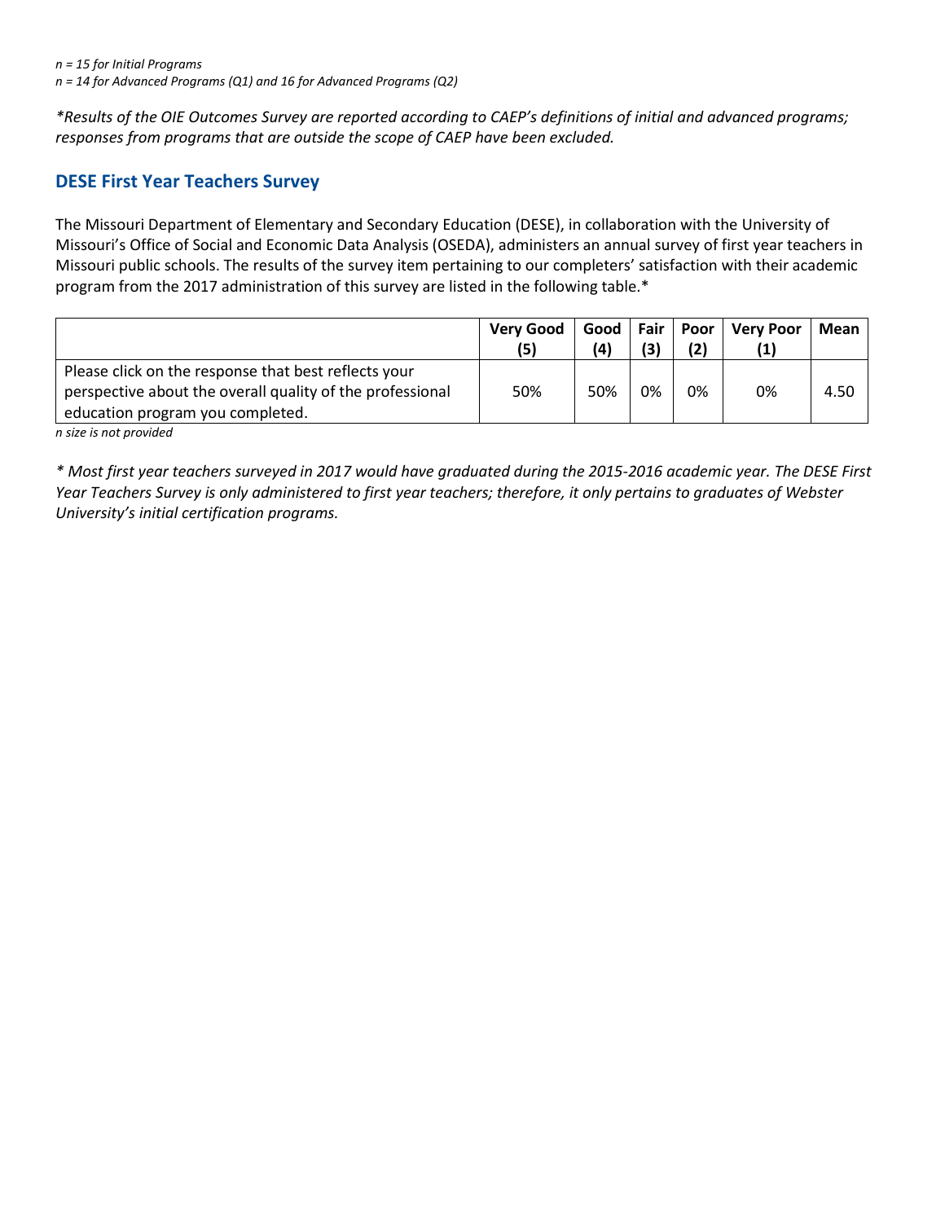*n = 15 for Initial Programs*
*n = 14 for Advanced Programs (Q1) and 16 for Advanced Programs (Q2)*

*\*Results of the OIE Outcomes Survey are reported according to CAEP's definitions of initial and advanced programs; responses from programs that are outside the scope of CAEP have been excluded.*

## DESE First Year Teachers Survey

The Missouri Department of Elementary and Secondary Education (DESE), in collaboration with the University of Missouri's Office of Social and Economic Data Analysis (OSEDA), administers an annual survey of first year teachers in Missouri public schools. The results of the survey item pertaining to our completers' satisfaction with their academic program from the 2017 administration of this survey are listed in the following table.*

| | **Very Good (5)** | **Good (4)** | **Fair (3)** | **Poor (2)** | **Very Poor (1)** | **Mean** |
|---|---|---|---|---|---|---|
| Please click on the response that best reflects your perspective about the overall quality of the professional education program you completed. | 50% | 50% | 0% | 0% | 0% | 4.50 |

*n size is not provided*

*\* Most first year teachers surveyed in 2017 would have graduated during the 2015-2016 academic year. The DESE First Year Teachers Survey is only administered to first year teachers; therefore, it only pertains to graduates of Webster University's initial certification programs.*